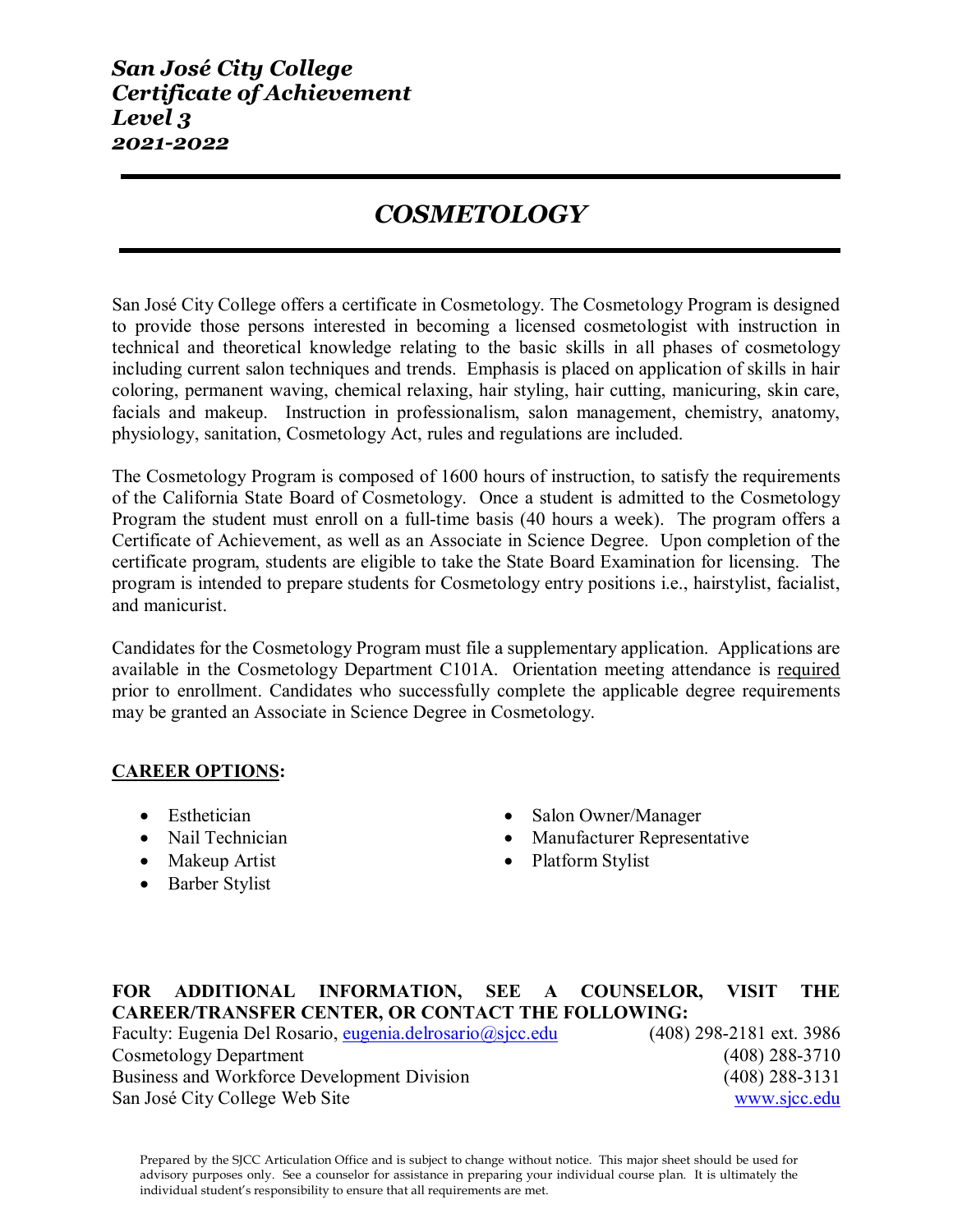***San José City College***
***Certificate of Achievement***
***Level 3***
***2021-2022***

# *COSMETOLOGY*

San José City College offers a certificate in Cosmetology. The Cosmetology Program is designed to provide those persons interested in becoming a licensed cosmetologist with instruction in technical and theoretical knowledge relating to the basic skills in all phases of cosmetology including current salon techniques and trends. Emphasis is placed on application of skills in hair coloring, permanent waving, chemical relaxing, hair styling, hair cutting, manicuring, skin care, facials and makeup. Instruction in professionalism, salon management, chemistry, anatomy, physiology, sanitation, Cosmetology Act, rules and regulations are included.

The Cosmetology Program is composed of 1600 hours of instruction, to satisfy the requirements of the California State Board of Cosmetology. Once a student is admitted to the Cosmetology Program the student must enroll on a full-time basis (40 hours a week). The program offers a Certificate of Achievement, as well as an Associate in Science Degree. Upon completion of the certificate program, students are eligible to take the State Board Examination for licensing. The program is intended to prepare students for Cosmetology entry positions i.e., hairstylist, facialist, and manicurist.

Candidates for the Cosmetology Program must file a supplementary application. Applications are available in the Cosmetology Department C101A. Orientation meeting attendance is required prior to enrollment. Candidates who successfully complete the applicable degree requirements may be granted an Associate in Science Degree in Cosmetology.

**CAREER OPTIONS:**

- Esthetician
- Nail Technician
- Makeup Artist
- Barber Stylist
- Salon Owner/Manager
- Manufacturer Representative
- Platform Stylist

**FOR ADDITIONAL INFORMATION, SEE A COUNSELOR, VISIT THE CAREER/TRANSFER CENTER, OR CONTACT THE FOLLOWING:**

Faculty: Eugenia Del Rosario, eugenia.delrosario@sjcc.edu (408) 298-2181 ext. 3986
Cosmetology Department (408) 288-3710
Business and Workforce Development Division (408) 288-3131
San José City College Web Site www.sjcc.edu

Prepared by the SJCC Articulation Office and is subject to change without notice. This major sheet should be used for advisory purposes only. See a counselor for assistance in preparing your individual course plan. It is ultimately the individual student's responsibility to ensure that all requirements are met.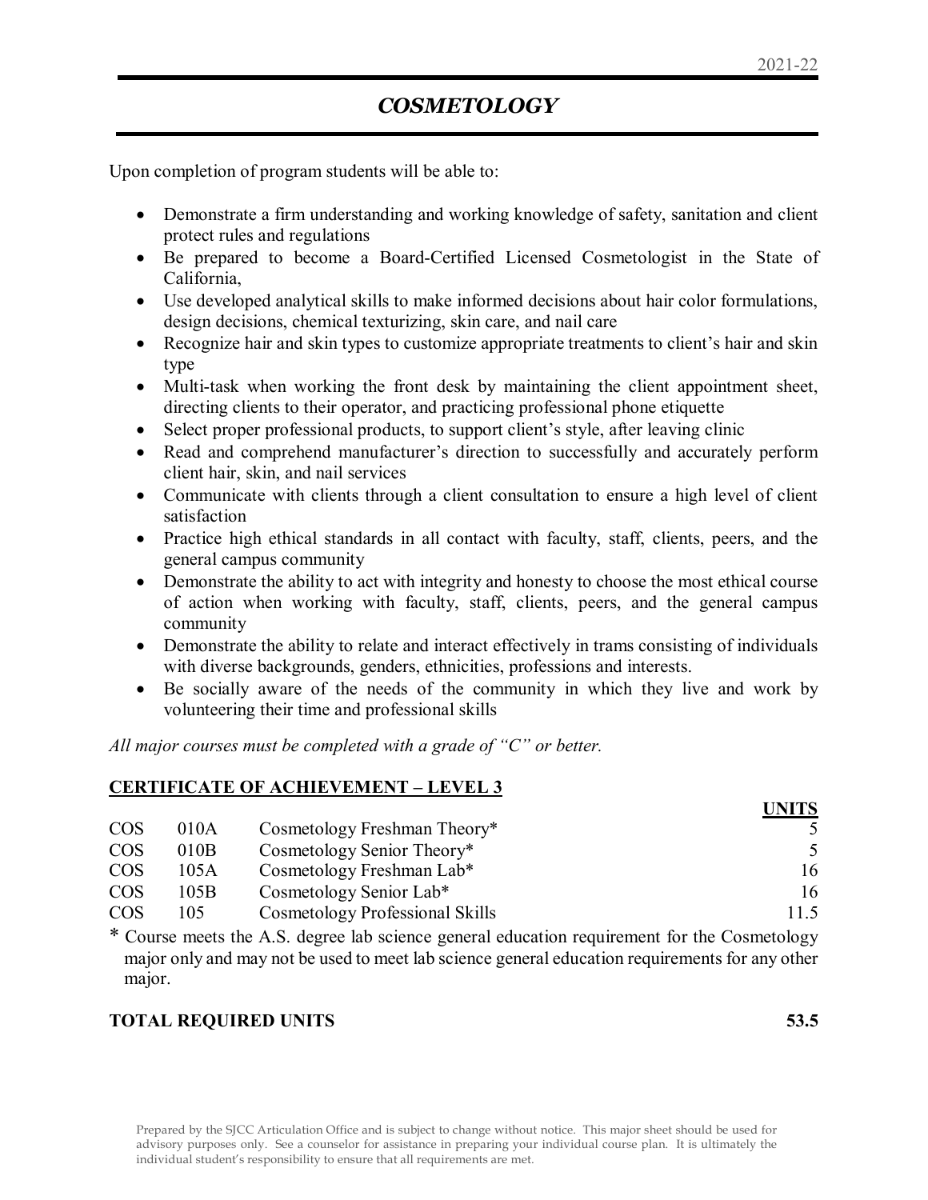2021-22

# COSMETOLOGY

Upon completion of program students will be able to:

- Demonstrate a firm understanding and working knowledge of safety, sanitation and client protect rules and regulations
- Be prepared to become a Board-Certified Licensed Cosmetologist in the State of California,
- Use developed analytical skills to make informed decisions about hair color formulations, design decisions, chemical texturizing, skin care, and nail care
- Recognize hair and skin types to customize appropriate treatments to client's hair and skin type
- Multi-task when working the front desk by maintaining the client appointment sheet, directing clients to their operator, and practicing professional phone etiquette
- Select proper professional products, to support client's style, after leaving clinic
- Read and comprehend manufacturer's direction to successfully and accurately perform client hair, skin, and nail services
- Communicate with clients through a client consultation to ensure a high level of client satisfaction
- Practice high ethical standards in all contact with faculty, staff, clients, peers, and the general campus community
- Demonstrate the ability to act with integrity and honesty to choose the most ethical course of action when working with faculty, staff, clients, peers, and the general campus community
- Demonstrate the ability to relate and interact effectively in trams consisting of individuals with diverse backgrounds, genders, ethnicities, professions and interests.
- Be socially aware of the needs of the community in which they live and work by volunteering their time and professional skills

*All major courses must be completed with a grade of "C" or better.*

## CERTIFICATE OF ACHIEVEMENT – LEVEL 3

| | | | UNITS |
|---|---|---|---|
| COS | 010A | Cosmetology Freshman Theory* | 5 |
| COS | 010B | Cosmetology Senior Theory* | 5 |
| COS | 105A | Cosmetology Freshman Lab* | 16 |
| COS | 105B | Cosmetology Senior Lab* | 16 |
| COS | 105 | Cosmetology Professional Skills | 11.5 |

* Course meets the A.S. degree lab science general education requirement for the Cosmetology major only and may not be used to meet lab science general education requirements for any other major.

**TOTAL REQUIRED UNITS** **53.5**

Prepared by the SJCC Articulation Office and is subject to change without notice. This major sheet should be used for advisory purposes only. See a counselor for assistance in preparing your individual course plan. It is ultimately the individual student's responsibility to ensure that all requirements are met.